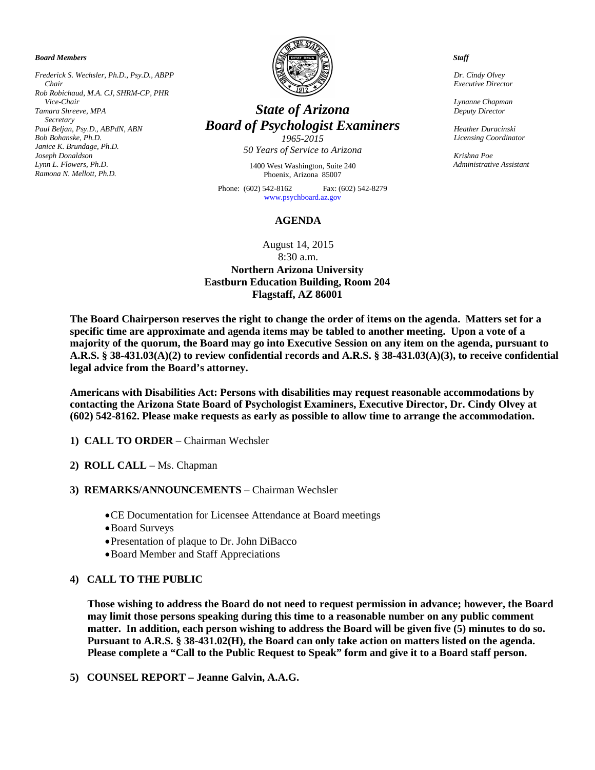***Board Members***

*Frederick S. Wechsler, Ph.D., Psy.D., ABPP*
*Chair*
*Rob Robichaud, M.A. CJ, SHRM-CP, PHR*
*Vice-Chair*
*Tamara Shreeve, MPA*
*Secretary*
*Paul Beljan, Psy.D., ABPdN, ABN*
*Bob Bohanske, Ph.D.*
*Janice K. Brundage, Ph.D.*
*Joseph Donaldson*
*Lynn L. Flowers, Ph.D.*
*Ramona N. Mellott, Ph.D.*

# *State of Arizona*
# *Board of Psychologist Examiners*

*1965-2015*
*50 Years of Service to Arizona*

1400 West Washington, Suite 240
Phoenix, Arizona 85007

Phone: (602) 542-8162 Fax: (602) 542-8279
www.psychboard.az.gov

***Staff***

*Dr. Cindy Olvey*
*Executive Director*

*Lynanne Chapman*
*Deputy Director*

*Heather Duracinski*
*Licensing Coordinator*

*Krishna Poe*
*Administrative Assistant*

## AGENDA

August 14, 2015
8:30 a.m.
**Northern Arizona University**
**Eastburn Education Building, Room 204**
**Flagstaff, AZ 86001**

**The Board Chairperson reserves the right to change the order of items on the agenda. Matters set for a specific time are approximate and agenda items may be tabled to another meeting. Upon a vote of a majority of the quorum, the Board may go into Executive Session on any item on the agenda, pursuant to A.R.S. § 38-431.03(A)(2) to review confidential records and A.R.S. § 38-431.03(A)(3), to receive confidential legal advice from the Board's attorney.**

**Americans with Disabilities Act: Persons with disabilities may request reasonable accommodations by contacting the Arizona State Board of Psychologist Examiners, Executive Director, Dr. Cindy Olvey at (602) 542-8162. Please make requests as early as possible to allow time to arrange the accommodation.**

1) **CALL TO ORDER** – Chairman Wechsler

2) **ROLL CALL** – Ms. Chapman

3) **REMARKS/ANNOUNCEMENTS** – Chairman Wechsler
   - CE Documentation for Licensee Attendance at Board meetings
   - Board Surveys
   - Presentation of plaque to Dr. John DiBacco
   - Board Member and Staff Appreciations

4) **CALL TO THE PUBLIC**

   **Those wishing to address the Board do not need to request permission in advance; however, the Board may limit those persons speaking during this time to a reasonable number on any public comment matter. In addition, each person wishing to address the Board will be given five (5) minutes to do so. Pursuant to A.R.S. § 38-431.02(H), the Board can only take action on matters listed on the agenda. Please complete a "Call to the Public Request to Speak" form and give it to a Board staff person.**

5) **COUNSEL REPORT – Jeanne Galvin, A.A.G.**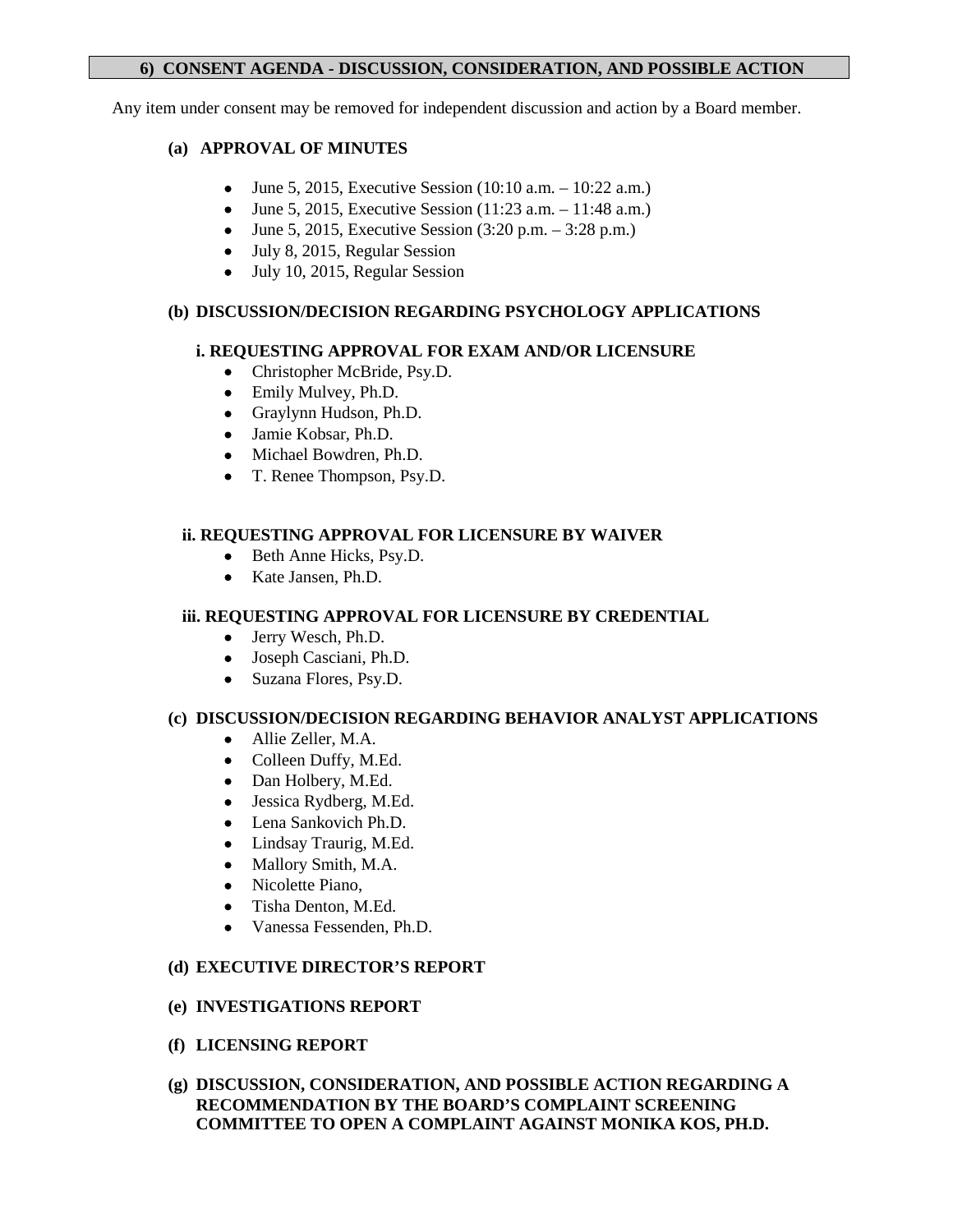## 6) CONSENT AGENDA - DISCUSSION, CONSIDERATION, AND POSSIBLE ACTION

Any item under consent may be removed for independent discussion and action by a Board member.

### (a) APPROVAL OF MINUTES

- June 5, 2015, Executive Session (10:10 a.m. – 10:22 a.m.)
- June 5, 2015, Executive Session (11:23 a.m. – 11:48 a.m.)
- June 5, 2015, Executive Session (3:20 p.m. – 3:28 p.m.)
- July 8, 2015, Regular Session
- July 10, 2015, Regular Session

### (b) DISCUSSION/DECISION REGARDING PSYCHOLOGY APPLICATIONS

#### i. REQUESTING APPROVAL FOR EXAM AND/OR LICENSURE

- Christopher McBride, Psy.D.
- Emily Mulvey, Ph.D.
- Graylynn Hudson, Ph.D.
- Jamie Kobsar, Ph.D.
- Michael Bowdren, Ph.D.
- T. Renee Thompson, Psy.D.

#### ii. REQUESTING APPROVAL FOR LICENSURE BY WAIVER

- Beth Anne Hicks, Psy.D.
- Kate Jansen, Ph.D.

#### iii. REQUESTING APPROVAL FOR LICENSURE BY CREDENTIAL

- Jerry Wesch, Ph.D.
- Joseph Casciani, Ph.D.
- Suzana Flores, Psy.D.

### (c) DISCUSSION/DECISION REGARDING BEHAVIOR ANALYST APPLICATIONS

- Allie Zeller, M.A.
- Colleen Duffy, M.Ed.
- Dan Holbery, M.Ed.
- Jessica Rydberg, M.Ed.
- Lena Sankovich Ph.D.
- Lindsay Traurig, M.Ed.
- Mallory Smith, M.A.
- Nicolette Piano,
- Tisha Denton, M.Ed.
- Vanessa Fessenden, Ph.D.

### (d) EXECUTIVE DIRECTOR'S REPORT

### (e) INVESTIGATIONS REPORT

### (f) LICENSING REPORT

### (g) DISCUSSION, CONSIDERATION, AND POSSIBLE ACTION REGARDING A RECOMMENDATION BY THE BOARD'S COMPLAINT SCREENING COMMITTEE TO OPEN A COMPLAINT AGAINST MONIKA KOS, PH.D.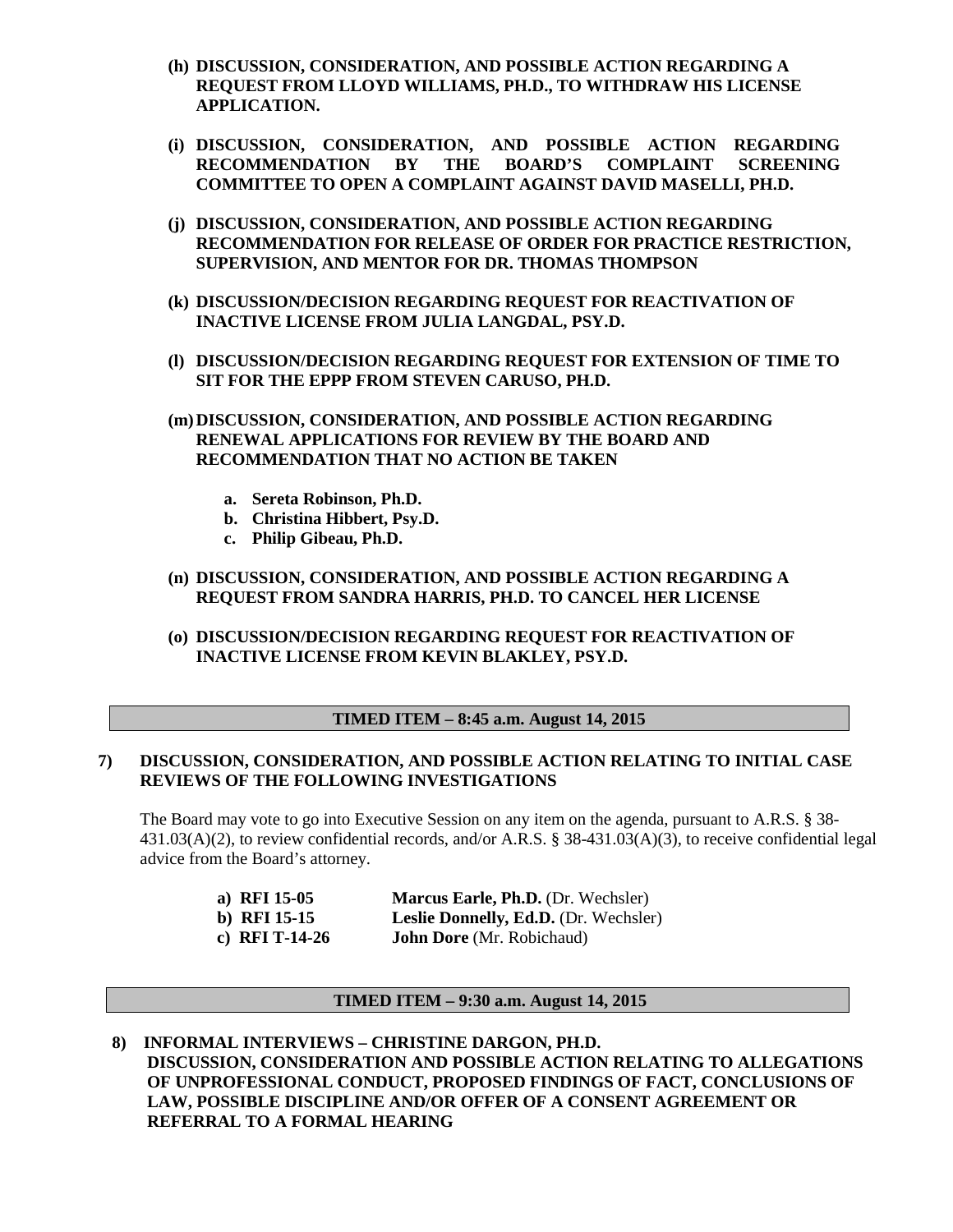**(h) DISCUSSION, CONSIDERATION, AND POSSIBLE ACTION REGARDING A REQUEST FROM LLOYD WILLIAMS, PH.D., TO WITHDRAW HIS LICENSE APPLICATION.**

**(i) DISCUSSION, CONSIDERATION, AND POSSIBLE ACTION REGARDING RECOMMENDATION BY THE BOARD'S COMPLAINT SCREENING COMMITTEE TO OPEN A COMPLAINT AGAINST DAVID MASELLI, PH.D.**

**(j) DISCUSSION, CONSIDERATION, AND POSSIBLE ACTION REGARDING RECOMMENDATION FOR RELEASE OF ORDER FOR PRACTICE RESTRICTION, SUPERVISION, AND MENTOR FOR DR. THOMAS THOMPSON**

**(k) DISCUSSION/DECISION REGARDING REQUEST FOR REACTIVATION OF INACTIVE LICENSE FROM JULIA LANGDAL, PSY.D.**

**(l) DISCUSSION/DECISION REGARDING REQUEST FOR EXTENSION OF TIME TO SIT FOR THE EPPP FROM STEVEN CARUSO, PH.D.**

**(m) DISCUSSION, CONSIDERATION, AND POSSIBLE ACTION REGARDING RENEWAL APPLICATIONS FOR REVIEW BY THE BOARD AND RECOMMENDATION THAT NO ACTION BE TAKEN**

- **a. Sereta Robinson, Ph.D.**
- **b. Christina Hibbert, Psy.D.**
- **c. Philip Gibeau, Ph.D.**

**(n) DISCUSSION, CONSIDERATION, AND POSSIBLE ACTION REGARDING A REQUEST FROM SANDRA HARRIS, PH.D. TO CANCEL HER LICENSE**

**(o) DISCUSSION/DECISION REGARDING REQUEST FOR REACTIVATION OF INACTIVE LICENSE FROM KEVIN BLAKLEY, PSY.D.**

**TIMED ITEM – 8:45 a.m. August 14, 2015**

**7) DISCUSSION, CONSIDERATION, AND POSSIBLE ACTION RELATING TO INITIAL CASE REVIEWS OF THE FOLLOWING INVESTIGATIONS**

The Board may vote to go into Executive Session on any item on the agenda, pursuant to A.R.S. § 38-431.03(A)(2), to review confidential records, and/or A.R.S. § 38-431.03(A)(3), to receive confidential legal advice from the Board's attorney.

- **a) RFI 15-05** **Marcus Earle, Ph.D.** (Dr. Wechsler)
- **b) RFI 15-15** **Leslie Donnelly, Ed.D.** (Dr. Wechsler)
- **c) RFI T-14-26** **John Dore** (Mr. Robichaud)

**TIMED ITEM – 9:30 a.m. August 14, 2015**

**8) INFORMAL INTERVIEWS – CHRISTINE DARGON, PH.D.**
**DISCUSSION, CONSIDERATION AND POSSIBLE ACTION RELATING TO ALLEGATIONS OF UNPROFESSIONAL CONDUCT, PROPOSED FINDINGS OF FACT, CONCLUSIONS OF LAW, POSSIBLE DISCIPLINE AND/OR OFFER OF A CONSENT AGREEMENT OR REFERRAL TO A FORMAL HEARING**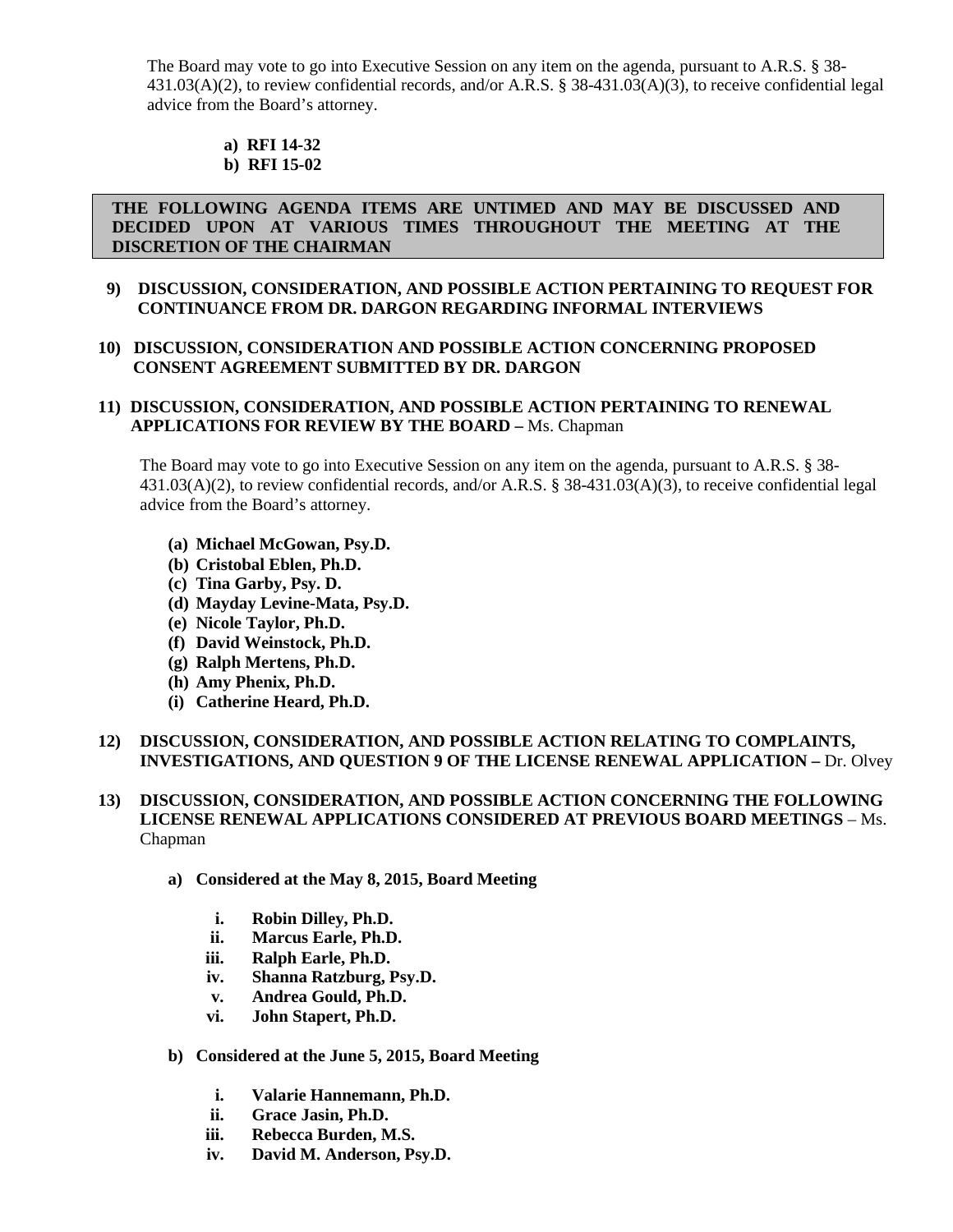The Board may vote to go into Executive Session on any item on the agenda, pursuant to A.R.S. § 38-431.03(A)(2), to review confidential records, and/or A.R.S. § 38-431.03(A)(3), to receive confidential legal advice from the Board's attorney.

- **a) RFI 14-32**
- **b) RFI 15-02**

**THE FOLLOWING AGENDA ITEMS ARE UNTIMED AND MAY BE DISCUSSED AND DECIDED UPON AT VARIOUS TIMES THROUGHOUT THE MEETING AT THE DISCRETION OF THE CHAIRMAN**

**9) DISCUSSION, CONSIDERATION, AND POSSIBLE ACTION PERTAINING TO REQUEST FOR CONTINUANCE FROM DR. DARGON REGARDING INFORMAL INTERVIEWS**

**10) DISCUSSION, CONSIDERATION AND POSSIBLE ACTION CONCERNING PROPOSED CONSENT AGREEMENT SUBMITTED BY DR. DARGON**

**11) DISCUSSION, CONSIDERATION, AND POSSIBLE ACTION PERTAINING TO RENEWAL APPLICATIONS FOR REVIEW BY THE BOARD –** Ms. Chapman

The Board may vote to go into Executive Session on any item on the agenda, pursuant to A.R.S. § 38-431.03(A)(2), to review confidential records, and/or A.R.S. § 38-431.03(A)(3), to receive confidential legal advice from the Board's attorney.

- **(a) Michael McGowan, Psy.D.**
- **(b) Cristobal Eblen, Ph.D.**
- **(c) Tina Garby, Psy. D.**
- **(d) Mayday Levine-Mata, Psy.D.**
- **(e) Nicole Taylor, Ph.D.**
- **(f) David Weinstock, Ph.D.**
- **(g) Ralph Mertens, Ph.D.**
- **(h) Amy Phenix, Ph.D.**
- **(i) Catherine Heard, Ph.D.**

**12) DISCUSSION, CONSIDERATION, AND POSSIBLE ACTION RELATING TO COMPLAINTS, INVESTIGATIONS, AND QUESTION 9 OF THE LICENSE RENEWAL APPLICATION –** Dr. Olvey

**13) DISCUSSION, CONSIDERATION, AND POSSIBLE ACTION CONCERNING THE FOLLOWING LICENSE RENEWAL APPLICATIONS CONSIDERED AT PREVIOUS BOARD MEETINGS** – Ms. Chapman

- **a) Considered at the May 8, 2015, Board Meeting**
  - **i. Robin Dilley, Ph.D.**
  - **ii. Marcus Earle, Ph.D.**
  - **iii. Ralph Earle, Ph.D.**
  - **iv. Shanna Ratzburg, Psy.D.**
  - **v. Andrea Gould, Ph.D.**
  - **vi. John Stapert, Ph.D.**

- **b) Considered at the June 5, 2015, Board Meeting**
  - **i. Valarie Hannemann, Ph.D.**
  - **ii. Grace Jasin, Ph.D.**
  - **iii. Rebecca Burden, M.S.**
  - **iv. David M. Anderson, Psy.D.**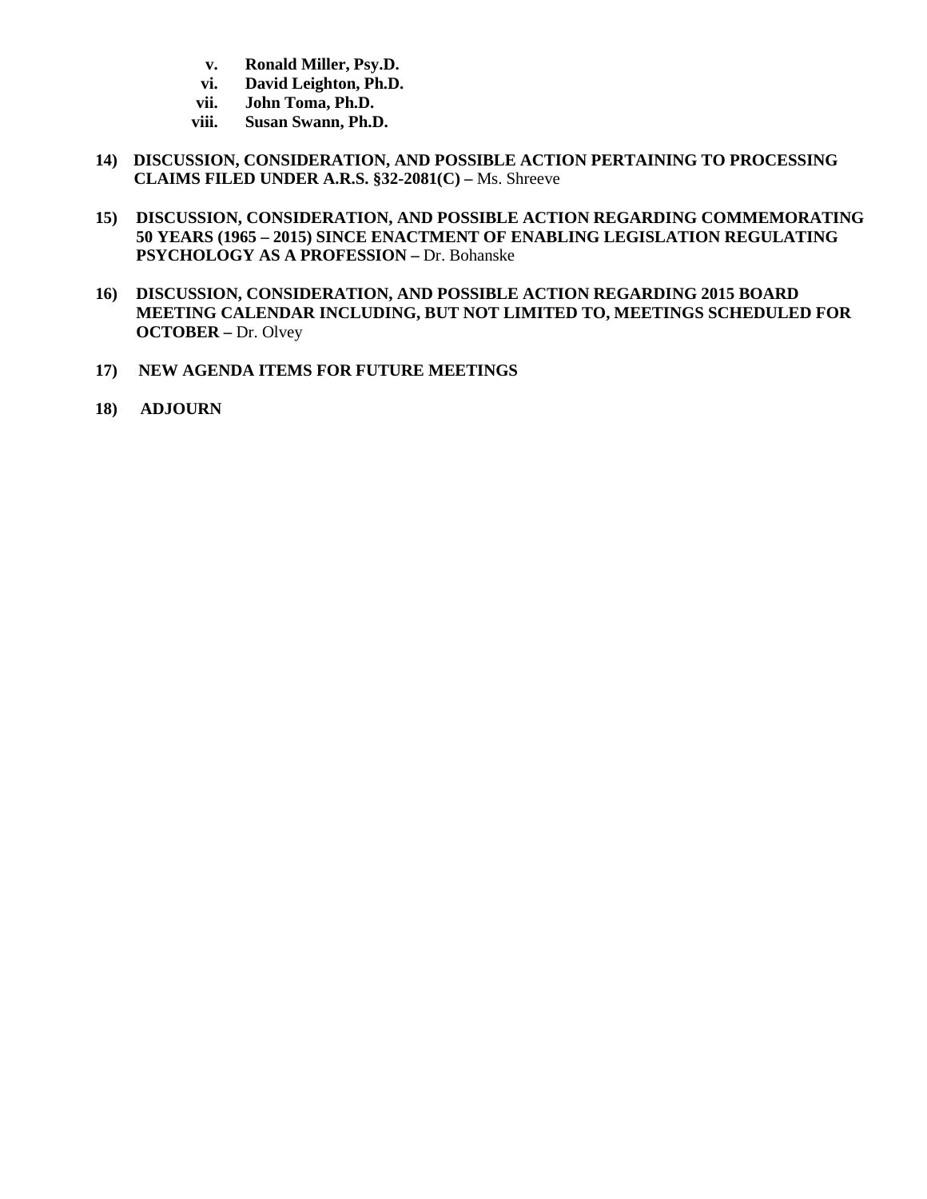v. **Ronald Miller, Psy.D.**
vi. **David Leighton, Ph.D.**
vii. **John Toma, Ph.D.**
viii. **Susan Swann, Ph.D.**

**14) DISCUSSION, CONSIDERATION, AND POSSIBLE ACTION PERTAINING TO PROCESSING CLAIMS FILED UNDER A.R.S. §32-2081(C) –** Ms. Shreeve

**15) DISCUSSION, CONSIDERATION, AND POSSIBLE ACTION REGARDING COMMEMORATING 50 YEARS (1965 – 2015) SINCE ENACTMENT OF ENABLING LEGISLATION REGULATING PSYCHOLOGY AS A PROFESSION –** Dr. Bohanske

**16) DISCUSSION, CONSIDERATION, AND POSSIBLE ACTION REGARDING 2015 BOARD MEETING CALENDAR INCLUDING, BUT NOT LIMITED TO, MEETINGS SCHEDULED FOR OCTOBER –** Dr. Olvey

**17) NEW AGENDA ITEMS FOR FUTURE MEETINGS**

**18) ADJOURN**